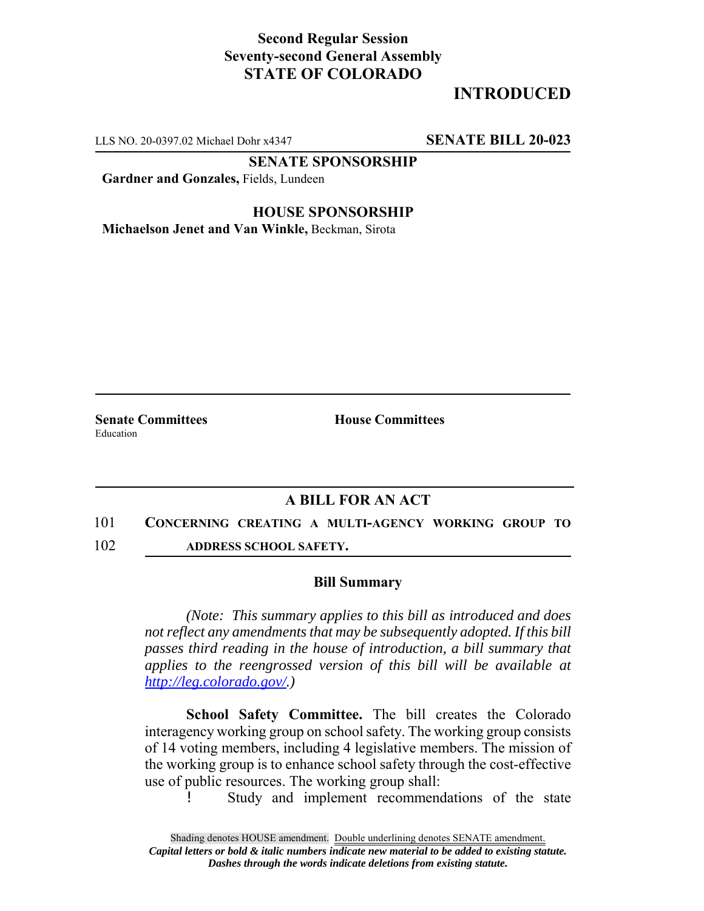**Second Regular Session**
**Seventy-second General Assembly**
**STATE OF COLORADO**

# INTRODUCED

LLS NO. 20-0397.02 Michael Dohr x4347 **SENATE BILL 20-023**

**SENATE SPONSORSHIP**

**Gardner and Gonzales,** Fields, Lundeen

**HOUSE SPONSORSHIP**

**Michaelson Jenet and Van Winkle,** Beckman, Sirota

**Senate Committees**
Education

**House Committees**

## A BILL FOR AN ACT

101 **CONCERNING CREATING A MULTI-AGENCY WORKING GROUP TO**
102 **ADDRESS SCHOOL SAFETY.**

### Bill Summary

*(Note: This summary applies to this bill as introduced and does not reflect any amendments that may be subsequently adopted. If this bill passes third reading in the house of introduction, a bill summary that applies to the reengrossed version of this bill will be available at http://leg.colorado.gov/.)*

**School Safety Committee.** The bill creates the Colorado interagency working group on school safety. The working group consists of 14 voting members, including 4 legislative members. The mission of the working group is to enhance school safety through the cost-effective use of public resources. The working group shall:

- Study and implement recommendations of the state

Shading denotes HOUSE amendment. Double underlining denotes SENATE amendment.
*Capital letters or bold & italic numbers indicate new material to be added to existing statute.*
*Dashes through the words indicate deletions from existing statute.*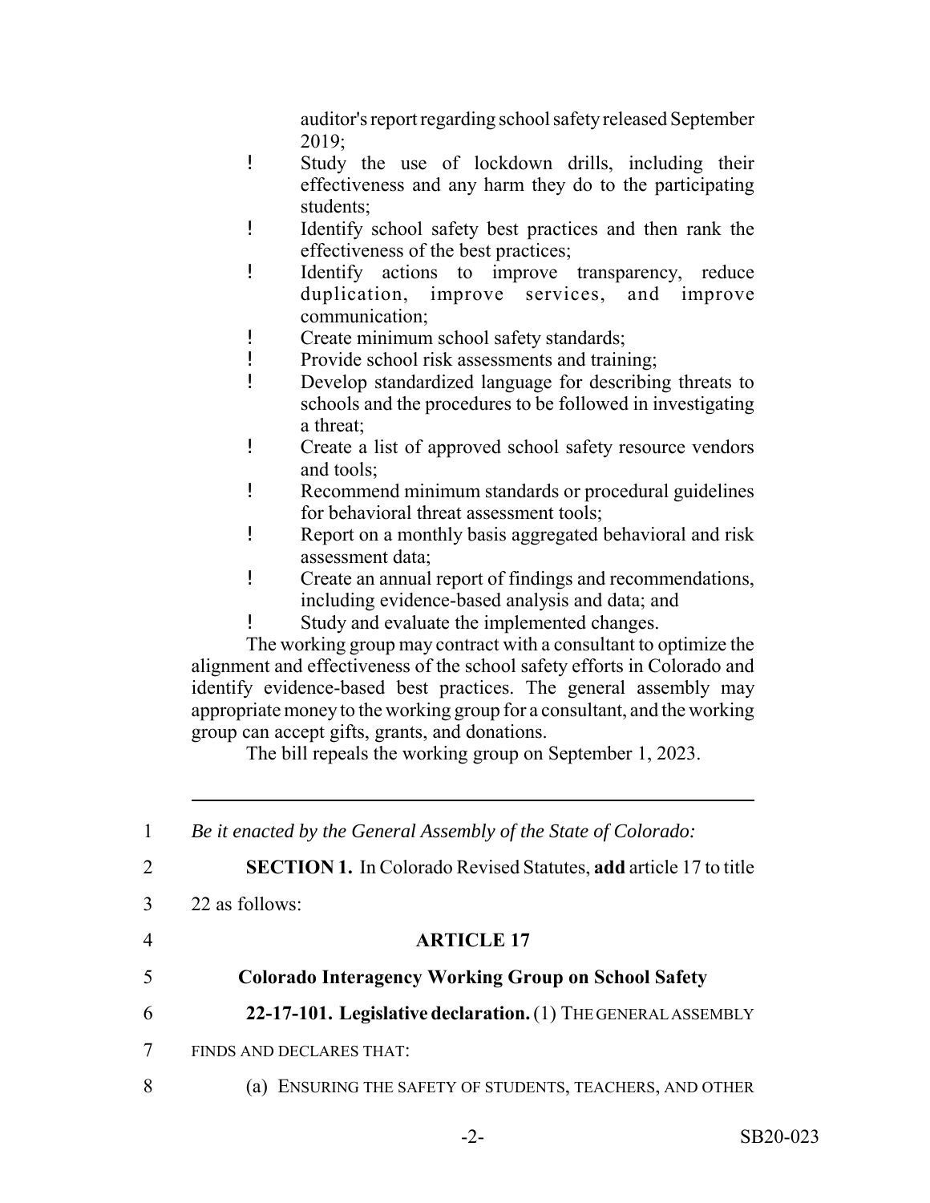auditor's report regarding school safety released September 2019;

- Study the use of lockdown drills, including their effectiveness and any harm they do to the participating students;
- Identify school safety best practices and then rank the effectiveness of the best practices;
- Identify actions to improve transparency, reduce duplication, improve services, and improve communication;
- Create minimum school safety standards;
- Provide school risk assessments and training;
- Develop standardized language for describing threats to schools and the procedures to be followed in investigating a threat;
- Create a list of approved school safety resource vendors and tools;
- Recommend minimum standards or procedural guidelines for behavioral threat assessment tools;
- Report on a monthly basis aggregated behavioral and risk assessment data;
- Create an annual report of findings and recommendations, including evidence-based analysis and data; and
- Study and evaluate the implemented changes.

The working group may contract with a consultant to optimize the alignment and effectiveness of the school safety efforts in Colorado and identify evidence-based best practices. The general assembly may appropriate money to the working group for a consultant, and the working group can accept gifts, grants, and donations.

The bill repeals the working group on September 1, 2023.

---

1 *Be it enacted by the General Assembly of the State of Colorado:*

2 **SECTION 1.** In Colorado Revised Statutes, **add** article 17 to title

3 22 as follows:

4 **ARTICLE 17**

5 **Colorado Interagency Working Group on School Safety**

6 **22-17-101. Legislative declaration.** (1) THE GENERAL ASSEMBLY

7 FINDS AND DECLARES THAT:

8 (a) ENSURING THE SAFETY OF STUDENTS, TEACHERS, AND OTHER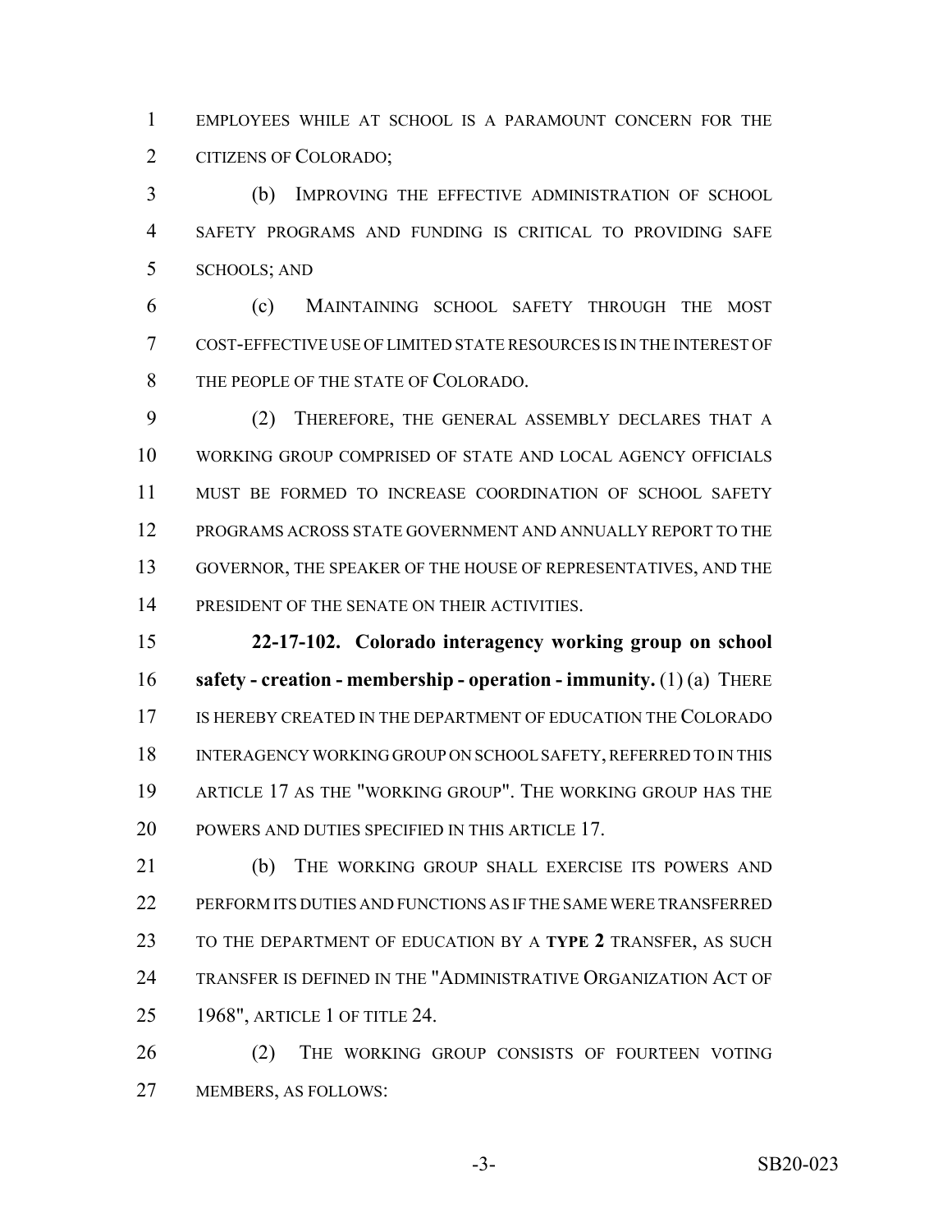EMPLOYEES WHILE AT SCHOOL IS A PARAMOUNT CONCERN FOR THE CITIZENS OF COLORADO;

(b) IMPROVING THE EFFECTIVE ADMINISTRATION OF SCHOOL SAFETY PROGRAMS AND FUNDING IS CRITICAL TO PROVIDING SAFE SCHOOLS; AND

(c) MAINTAINING SCHOOL SAFETY THROUGH THE MOST COST-EFFECTIVE USE OF LIMITED STATE RESOURCES IS IN THE INTEREST OF THE PEOPLE OF THE STATE OF COLORADO.

(2) THEREFORE, THE GENERAL ASSEMBLY DECLARES THAT A WORKING GROUP COMPRISED OF STATE AND LOCAL AGENCY OFFICIALS MUST BE FORMED TO INCREASE COORDINATION OF SCHOOL SAFETY PROGRAMS ACROSS STATE GOVERNMENT AND ANNUALLY REPORT TO THE GOVERNOR, THE SPEAKER OF THE HOUSE OF REPRESENTATIVES, AND THE PRESIDENT OF THE SENATE ON THEIR ACTIVITIES.

**22-17-102. Colorado interagency working group on school safety - creation - membership - operation - immunity.** (1) (a) THERE IS HEREBY CREATED IN THE DEPARTMENT OF EDUCATION THE COLORADO INTERAGENCY WORKING GROUP ON SCHOOL SAFETY, REFERRED TO IN THIS ARTICLE 17 AS THE "WORKING GROUP". THE WORKING GROUP HAS THE POWERS AND DUTIES SPECIFIED IN THIS ARTICLE 17.

(b) THE WORKING GROUP SHALL EXERCISE ITS POWERS AND PERFORM ITS DUTIES AND FUNCTIONS AS IF THE SAME WERE TRANSFERRED TO THE DEPARTMENT OF EDUCATION BY A **TYPE 2** TRANSFER, AS SUCH TRANSFER IS DEFINED IN THE "ADMINISTRATIVE ORGANIZATION ACT OF 1968", ARTICLE 1 OF TITLE 24.

(2) THE WORKING GROUP CONSISTS OF FOURTEEN VOTING MEMBERS, AS FOLLOWS: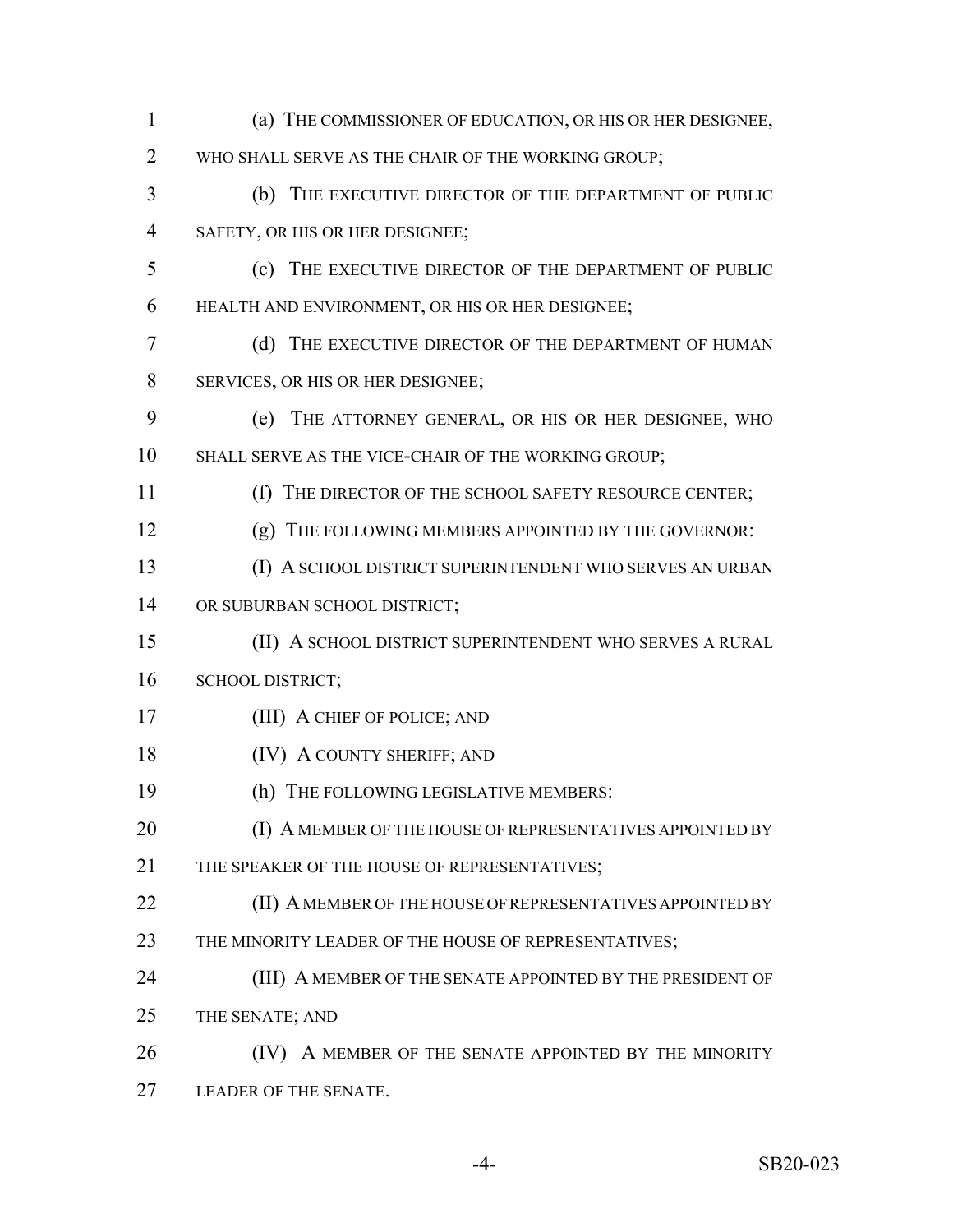(a) THE COMMISSIONER OF EDUCATION, OR HIS OR HER DESIGNEE, WHO SHALL SERVE AS THE CHAIR OF THE WORKING GROUP;

(b) THE EXECUTIVE DIRECTOR OF THE DEPARTMENT OF PUBLIC SAFETY, OR HIS OR HER DESIGNEE;

(c) THE EXECUTIVE DIRECTOR OF THE DEPARTMENT OF PUBLIC HEALTH AND ENVIRONMENT, OR HIS OR HER DESIGNEE;

(d) THE EXECUTIVE DIRECTOR OF THE DEPARTMENT OF HUMAN SERVICES, OR HIS OR HER DESIGNEE;

(e) THE ATTORNEY GENERAL, OR HIS OR HER DESIGNEE, WHO SHALL SERVE AS THE VICE-CHAIR OF THE WORKING GROUP;

(f) THE DIRECTOR OF THE SCHOOL SAFETY RESOURCE CENTER;

(g) THE FOLLOWING MEMBERS APPOINTED BY THE GOVERNOR:

(I) A SCHOOL DISTRICT SUPERINTENDENT WHO SERVES AN URBAN OR SUBURBAN SCHOOL DISTRICT;

(II) A SCHOOL DISTRICT SUPERINTENDENT WHO SERVES A RURAL SCHOOL DISTRICT;

(III) A CHIEF OF POLICE; AND

(IV) A COUNTY SHERIFF; AND

(h) THE FOLLOWING LEGISLATIVE MEMBERS:

(I) A MEMBER OF THE HOUSE OF REPRESENTATIVES APPOINTED BY THE SPEAKER OF THE HOUSE OF REPRESENTATIVES;

(II) A MEMBER OF THE HOUSE OF REPRESENTATIVES APPOINTED BY THE MINORITY LEADER OF THE HOUSE OF REPRESENTATIVES;

(III) A MEMBER OF THE SENATE APPOINTED BY THE PRESIDENT OF THE SENATE; AND

(IV) A MEMBER OF THE SENATE APPOINTED BY THE MINORITY LEADER OF THE SENATE.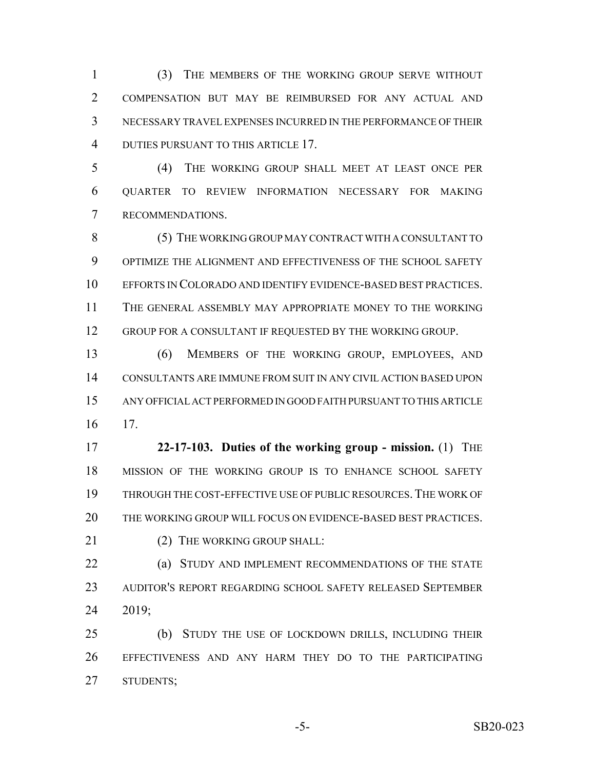(3) THE MEMBERS OF THE WORKING GROUP SERVE WITHOUT COMPENSATION BUT MAY BE REIMBURSED FOR ANY ACTUAL AND NECESSARY TRAVEL EXPENSES INCURRED IN THE PERFORMANCE OF THEIR DUTIES PURSUANT TO THIS ARTICLE 17.

(4) THE WORKING GROUP SHALL MEET AT LEAST ONCE PER QUARTER TO REVIEW INFORMATION NECESSARY FOR MAKING RECOMMENDATIONS.

(5) THE WORKING GROUP MAY CONTRACT WITH A CONSULTANT TO OPTIMIZE THE ALIGNMENT AND EFFECTIVENESS OF THE SCHOOL SAFETY EFFORTS IN COLORADO AND IDENTIFY EVIDENCE-BASED BEST PRACTICES. THE GENERAL ASSEMBLY MAY APPROPRIATE MONEY TO THE WORKING GROUP FOR A CONSULTANT IF REQUESTED BY THE WORKING GROUP.

(6) MEMBERS OF THE WORKING GROUP, EMPLOYEES, AND CONSULTANTS ARE IMMUNE FROM SUIT IN ANY CIVIL ACTION BASED UPON ANY OFFICIAL ACT PERFORMED IN GOOD FAITH PURSUANT TO THIS ARTICLE 17.

**22-17-103. Duties of the working group - mission.** (1) THE MISSION OF THE WORKING GROUP IS TO ENHANCE SCHOOL SAFETY THROUGH THE COST-EFFECTIVE USE OF PUBLIC RESOURCES. THE WORK OF THE WORKING GROUP WILL FOCUS ON EVIDENCE-BASED BEST PRACTICES.

(2) THE WORKING GROUP SHALL:

(a) STUDY AND IMPLEMENT RECOMMENDATIONS OF THE STATE AUDITOR'S REPORT REGARDING SCHOOL SAFETY RELEASED SEPTEMBER 2019;

(b) STUDY THE USE OF LOCKDOWN DRILLS, INCLUDING THEIR EFFECTIVENESS AND ANY HARM THEY DO TO THE PARTICIPATING STUDENTS;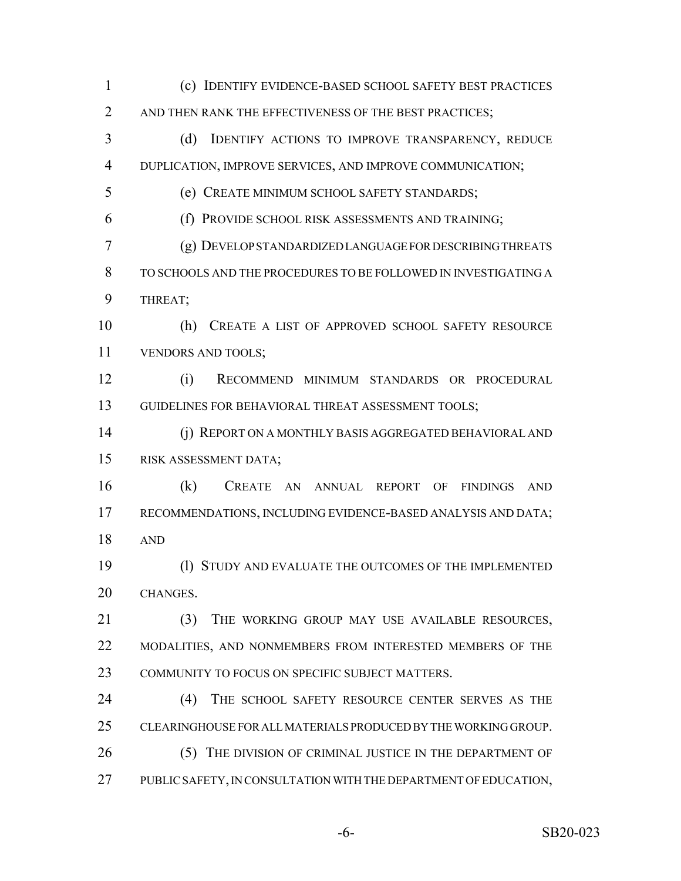(c) IDENTIFY EVIDENCE-BASED SCHOOL SAFETY BEST PRACTICES AND THEN RANK THE EFFECTIVENESS OF THE BEST PRACTICES;

(d) IDENTIFY ACTIONS TO IMPROVE TRANSPARENCY, REDUCE DUPLICATION, IMPROVE SERVICES, AND IMPROVE COMMUNICATION;

(e) CREATE MINIMUM SCHOOL SAFETY STANDARDS;

(f) PROVIDE SCHOOL RISK ASSESSMENTS AND TRAINING;

(g) DEVELOP STANDARDIZED LANGUAGE FOR DESCRIBING THREATS TO SCHOOLS AND THE PROCEDURES TO BE FOLLOWED IN INVESTIGATING A THREAT;

(h) CREATE A LIST OF APPROVED SCHOOL SAFETY RESOURCE VENDORS AND TOOLS;

(i) RECOMMEND MINIMUM STANDARDS OR PROCEDURAL GUIDELINES FOR BEHAVIORAL THREAT ASSESSMENT TOOLS;

(j) REPORT ON A MONTHLY BASIS AGGREGATED BEHAVIORAL AND RISK ASSESSMENT DATA;

(k) CREATE AN ANNUAL REPORT OF FINDINGS AND RECOMMENDATIONS, INCLUDING EVIDENCE-BASED ANALYSIS AND DATA; AND

(l) STUDY AND EVALUATE THE OUTCOMES OF THE IMPLEMENTED CHANGES.

(3) THE WORKING GROUP MAY USE AVAILABLE RESOURCES, MODALITIES, AND NONMEMBERS FROM INTERESTED MEMBERS OF THE COMMUNITY TO FOCUS ON SPECIFIC SUBJECT MATTERS.

(4) THE SCHOOL SAFETY RESOURCE CENTER SERVES AS THE CLEARINGHOUSE FOR ALL MATERIALS PRODUCED BY THE WORKING GROUP.

(5) THE DIVISION OF CRIMINAL JUSTICE IN THE DEPARTMENT OF PUBLIC SAFETY, IN CONSULTATION WITH THE DEPARTMENT OF EDUCATION,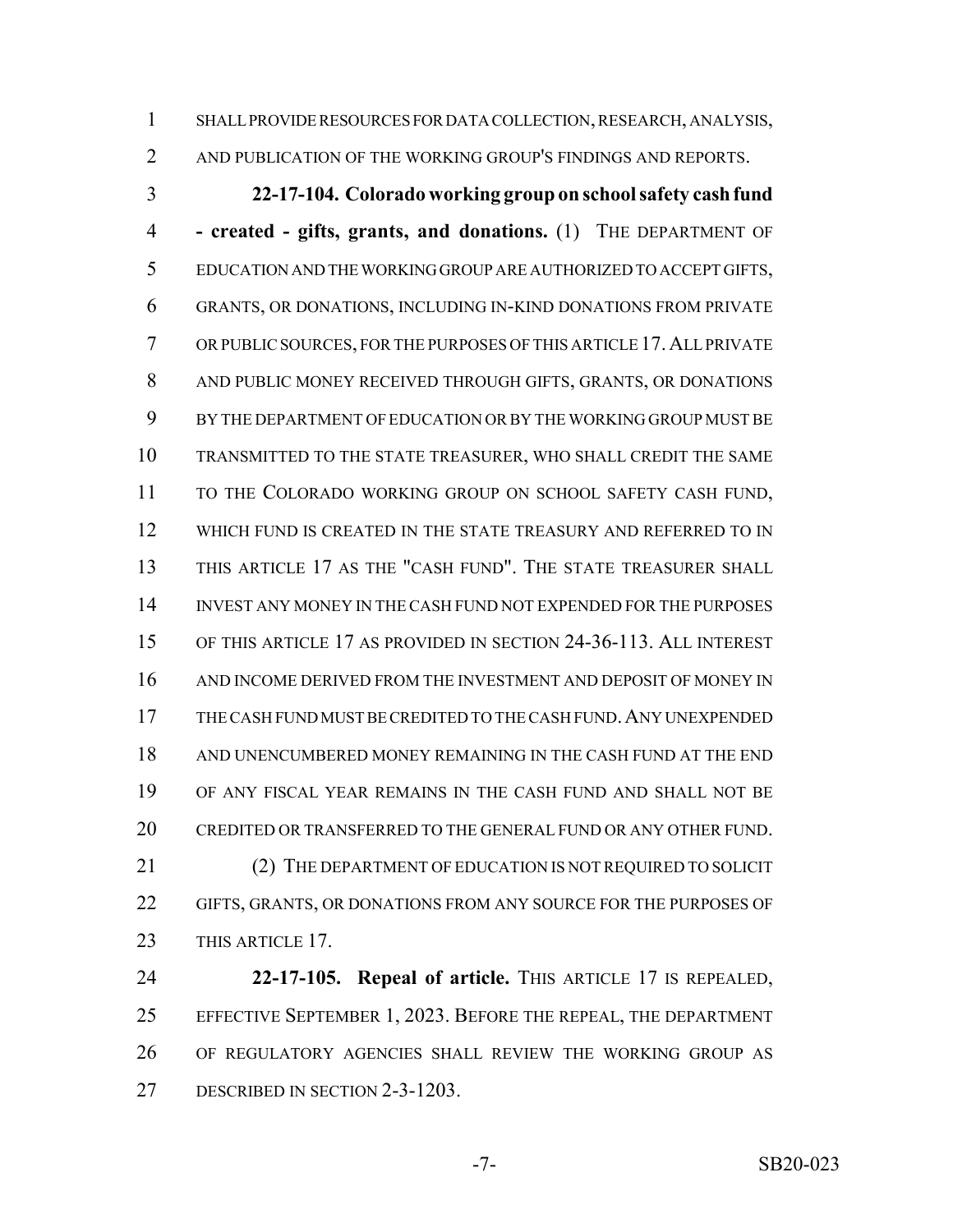SHALL PROVIDE RESOURCES FOR DATA COLLECTION, RESEARCH, ANALYSIS, AND PUBLICATION OF THE WORKING GROUP'S FINDINGS AND REPORTS.

**22-17-104. Colorado working group on school safety cash fund - created - gifts, grants, and donations.** (1) THE DEPARTMENT OF EDUCATION AND THE WORKING GROUP ARE AUTHORIZED TO ACCEPT GIFTS, GRANTS, OR DONATIONS, INCLUDING IN-KIND DONATIONS FROM PRIVATE OR PUBLIC SOURCES, FOR THE PURPOSES OF THIS ARTICLE 17. ALL PRIVATE AND PUBLIC MONEY RECEIVED THROUGH GIFTS, GRANTS, OR DONATIONS BY THE DEPARTMENT OF EDUCATION OR BY THE WORKING GROUP MUST BE TRANSMITTED TO THE STATE TREASURER, WHO SHALL CREDIT THE SAME TO THE COLORADO WORKING GROUP ON SCHOOL SAFETY CASH FUND, WHICH FUND IS CREATED IN THE STATE TREASURY AND REFERRED TO IN THIS ARTICLE 17 AS THE "CASH FUND". THE STATE TREASURER SHALL INVEST ANY MONEY IN THE CASH FUND NOT EXPENDED FOR THE PURPOSES OF THIS ARTICLE 17 AS PROVIDED IN SECTION 24-36-113. ALL INTEREST AND INCOME DERIVED FROM THE INVESTMENT AND DEPOSIT OF MONEY IN THE CASH FUND MUST BE CREDITED TO THE CASH FUND. ANY UNEXPENDED AND UNENCUMBERED MONEY REMAINING IN THE CASH FUND AT THE END OF ANY FISCAL YEAR REMAINS IN THE CASH FUND AND SHALL NOT BE CREDITED OR TRANSFERRED TO THE GENERAL FUND OR ANY OTHER FUND.

(2) THE DEPARTMENT OF EDUCATION IS NOT REQUIRED TO SOLICIT GIFTS, GRANTS, OR DONATIONS FROM ANY SOURCE FOR THE PURPOSES OF THIS ARTICLE 17.

**22-17-105. Repeal of article.** THIS ARTICLE 17 IS REPEALED, EFFECTIVE SEPTEMBER 1, 2023. BEFORE THE REPEAL, THE DEPARTMENT OF REGULATORY AGENCIES SHALL REVIEW THE WORKING GROUP AS DESCRIBED IN SECTION 2-3-1203.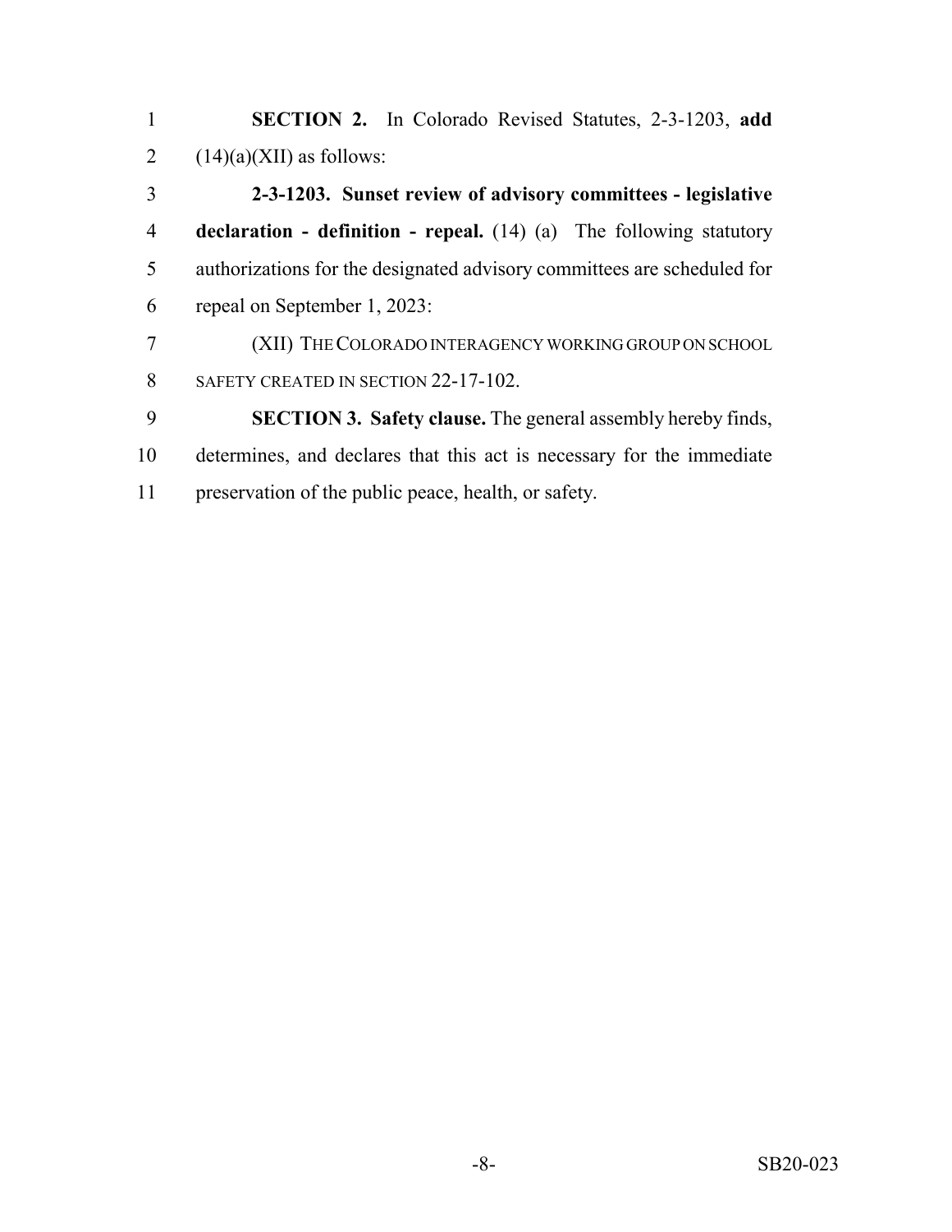**SECTION 2.** In Colorado Revised Statutes, 2-3-1203, **add** (14)(a)(XII) as follows:

**2-3-1203. Sunset review of advisory committees - legislative declaration - definition - repeal.** (14) (a) The following statutory authorizations for the designated advisory committees are scheduled for repeal on September 1, 2023:

(XII) THE COLORADO INTERAGENCY WORKING GROUP ON SCHOOL SAFETY CREATED IN SECTION 22-17-102.

**SECTION 3. Safety clause.** The general assembly hereby finds, determines, and declares that this act is necessary for the immediate preservation of the public peace, health, or safety.